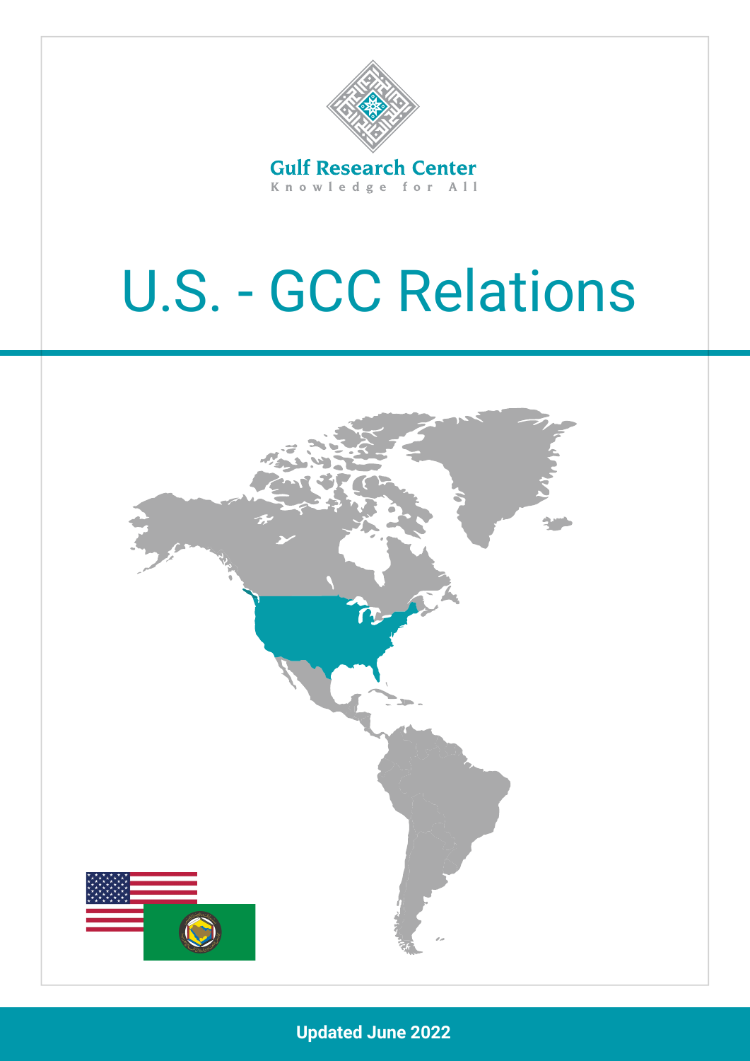Gulf Research Center

Knowledge for All

# U.S. - GCC Relations

Updated June 2022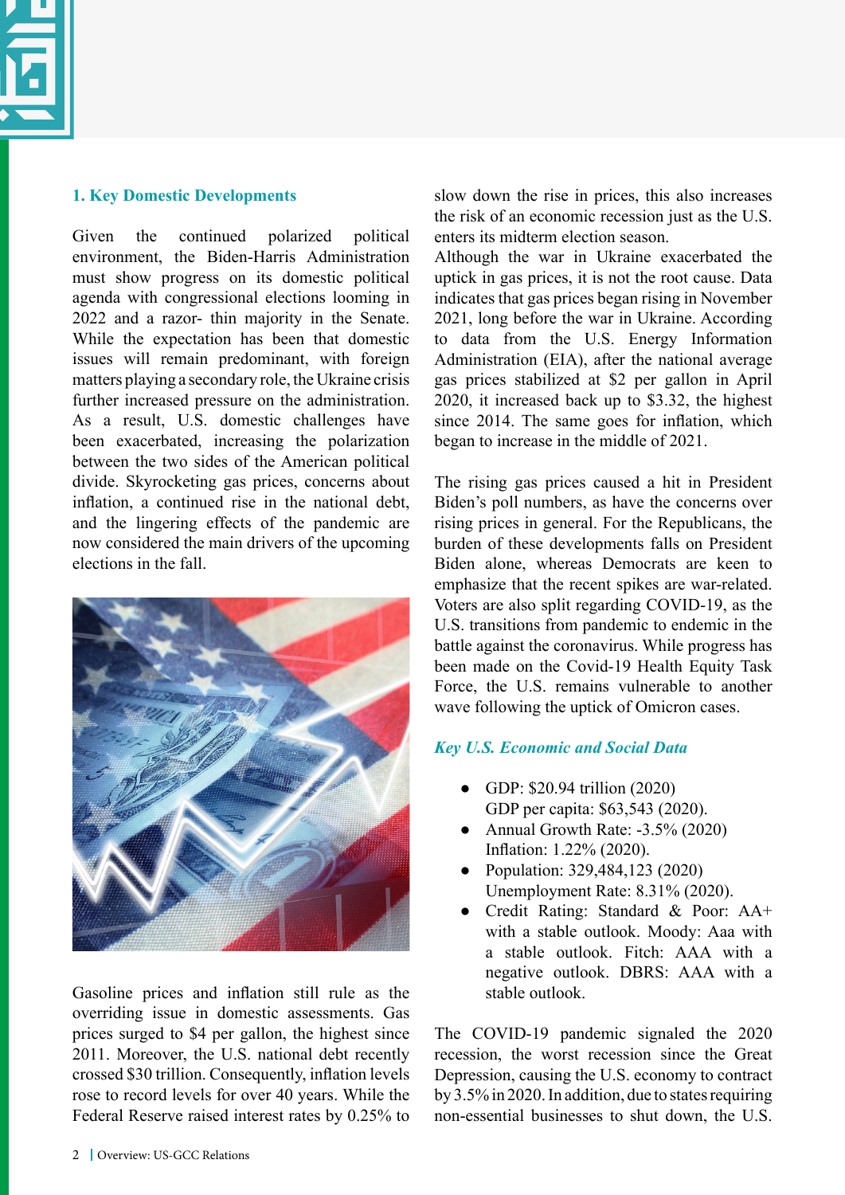## 1. Key Domestic Developments

Given the continued polarized political environment, the Biden-Harris Administration must show progress on its domestic political agenda with congressional elections looming in 2022 and a razor- thin majority in the Senate. While the expectation has been that domestic issues will remain predominant, with foreign matters playing a secondary role, the Ukraine crisis further increased pressure on the administration. As a result, U.S. domestic challenges have been exacerbated, increasing the polarization between the two sides of the American political divide. Skyrocketing gas prices, concerns about inflation, a continued rise in the national debt, and the lingering effects of the pandemic are now considered the main drivers of the upcoming elections in the fall.

Gasoline prices and inflation still rule as the overriding issue in domestic assessments. Gas prices surged to $4 per gallon, the highest since 2011. Moreover, the U.S. national debt recently crossed $30 trillion. Consequently, inflation levels rose to record levels for over 40 years. While the Federal Reserve raised interest rates by 0.25% to slow down the rise in prices, this also increases the risk of an economic recession just as the U.S. enters its midterm election season.

Although the war in Ukraine exacerbated the uptick in gas prices, it is not the root cause. Data indicates that gas prices began rising in November 2021, long before the war in Ukraine. According to data from the U.S. Energy Information Administration (EIA), after the national average gas prices stabilized at $2 per gallon in April 2020, it increased back up to $3.32, the highest since 2014. The same goes for inflation, which began to increase in the middle of 2021.

The rising gas prices caused a hit in President Biden's poll numbers, as have the concerns over rising prices in general. For the Republicans, the burden of these developments falls on President Biden alone, whereas Democrats are keen to emphasize that the recent spikes are war-related. Voters are also split regarding COVID-19, as the U.S. transitions from pandemic to endemic in the battle against the coronavirus. While progress has been made on the Covid-19 Health Equity Task Force, the U.S. remains vulnerable to another wave following the uptick of Omicron cases.

### *Key U.S. Economic and Social Data*

- GDP: $20.94 trillion (2020)
  GDP per capita: $63,543 (2020).
- Annual Growth Rate: -3.5% (2020)
  Inflation: 1.22% (2020).
- Population: 329,484,123 (2020)
  Unemployment Rate: 8.31% (2020).
- Credit Rating: Standard & Poor: AA+ with a stable outlook. Moody: Aaa with a stable outlook. Fitch: AAA with a negative outlook. DBRS: AAA with a stable outlook.

The COVID-19 pandemic signaled the 2020 recession, the worst recession since the Great Depression, causing the U.S. economy to contract by 3.5% in 2020. In addition, due to states requiring non-essential businesses to shut down, the U.S.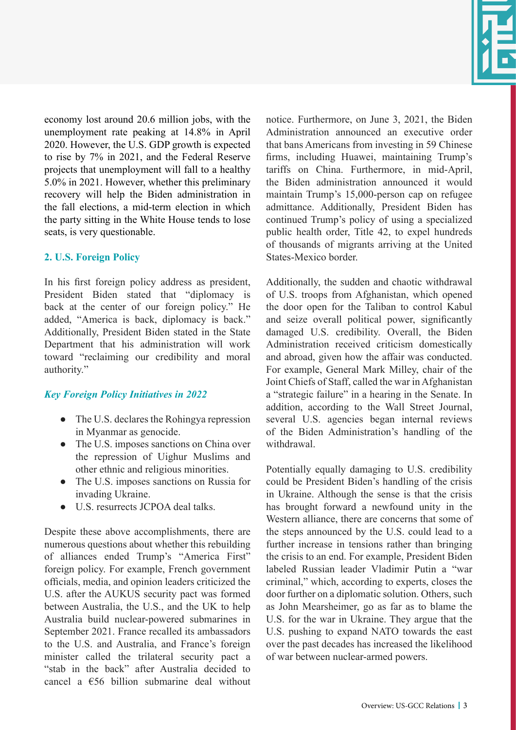economy lost around 20.6 million jobs, with the unemployment rate peaking at 14.8% in April 2020. However, the U.S. GDP growth is expected to rise by 7% in 2021, and the Federal Reserve projects that unemployment will fall to a healthy 5.0% in 2021. However, whether this preliminary recovery will help the Biden administration in the fall elections, a mid-term election in which the party sitting in the White House tends to lose seats, is very questionable.

## 2. U.S. Foreign Policy

In his first foreign policy address as president, President Biden stated that "diplomacy is back at the center of our foreign policy." He added, "America is back, diplomacy is back." Additionally, President Biden stated in the State Department that his administration will work toward "reclaiming our credibility and moral authority."

### *Key Foreign Policy Initiatives in 2022*

- The U.S. declares the Rohingya repression in Myanmar as genocide.
- The U.S. imposes sanctions on China over the repression of Uighur Muslims and other ethnic and religious minorities.
- The U.S. imposes sanctions on Russia for invading Ukraine.
- U.S. resurrects JCPOA deal talks.

Despite these above accomplishments, there are numerous questions about whether this rebuilding of alliances ended Trump's "America First" foreign policy. For example, French government officials, media, and opinion leaders criticized the U.S. after the AUKUS security pact was formed between Australia, the U.S., and the UK to help Australia build nuclear-powered submarines in September 2021. France recalled its ambassadors to the U.S. and Australia, and France's foreign minister called the trilateral security pact a "stab in the back" after Australia decided to cancel a €56 billion submarine deal without notice. Furthermore, on June 3, 2021, the Biden Administration announced an executive order that bans Americans from investing in 59 Chinese firms, including Huawei, maintaining Trump's tariffs on China. Furthermore, in mid-April, the Biden administration announced it would maintain Trump's 15,000-person cap on refugee admittance. Additionally, President Biden has continued Trump's policy of using a specialized public health order, Title 42, to expel hundreds of thousands of migrants arriving at the United States-Mexico border.

Additionally, the sudden and chaotic withdrawal of U.S. troops from Afghanistan, which opened the door open for the Taliban to control Kabul and seize overall political power, significantly damaged U.S. credibility. Overall, the Biden Administration received criticism domestically and abroad, given how the affair was conducted. For example, General Mark Milley, chair of the Joint Chiefs of Staff, called the war in Afghanistan a "strategic failure" in a hearing in the Senate. In addition, according to the Wall Street Journal, several U.S. agencies began internal reviews of the Biden Administration's handling of the withdrawal.

Potentially equally damaging to U.S. credibility could be President Biden's handling of the crisis in Ukraine. Although the sense is that the crisis has brought forward a newfound unity in the Western alliance, there are concerns that some of the steps announced by the U.S. could lead to a further increase in tensions rather than bringing the crisis to an end. For example, President Biden labeled Russian leader Vladimir Putin a "war criminal," which, according to experts, closes the door further on a diplomatic solution. Others, such as John Mearsheimer, go as far as to blame the U.S. for the war in Ukraine. They argue that the U.S. pushing to expand NATO towards the east over the past decades has increased the likelihood of war between nuclear-armed powers.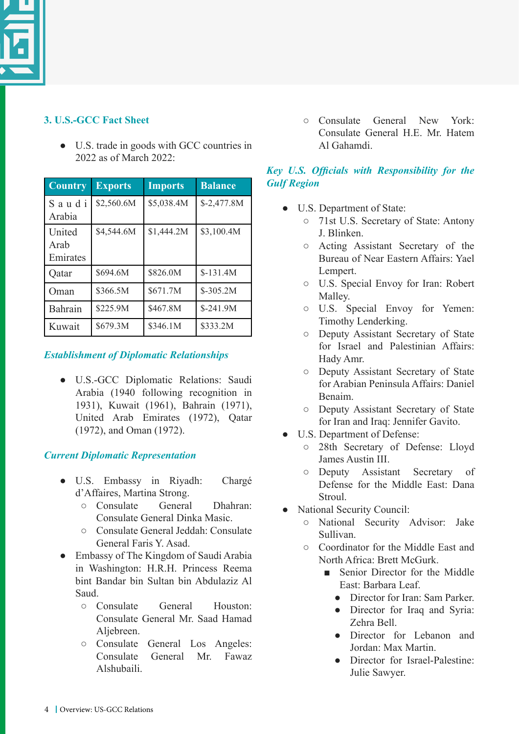### 3. U.S.-GCC Fact Sheet

- U.S. trade in goods with GCC countries in 2022 as of March 2022:

| Country | Exports | Imports | Balance |
|---|---|---|---|
| Saudi Arabia | $2,560.6M | $5,038.4M | $-2,477.8M |
| United Arab Emirates | $4,544.6M | $1,444.2M | $3,100.4M |
| Qatar | $694.6M | $826.0M | $-131.4M |
| Oman | $366.5M | $671.7M | $-305.2M |
| Bahrain | $225.9M | $467.8M | $-241.9M |
| Kuwait | $679.3M | $346.1M | $333.2M |

#### *Establishment of Diplomatic Relationships*

- U.S.-GCC Diplomatic Relations: Saudi Arabia (1940 following recognition in 1931), Kuwait (1961), Bahrain (1971), United Arab Emirates (1972), Qatar (1972), and Oman (1972).

#### *Current Diplomatic Representation*

- U.S. Embassy in Riyadh: Chargé d'Affaires, Martina Strong.
  - Consulate General Dhahran: Consulate General Dinka Masic.
  - Consulate General Jeddah: Consulate General Faris Y. Asad.
- Embassy of The Kingdom of Saudi Arabia in Washington: H.R.H. Princess Reema bint Bandar bin Sultan bin Abdulaziz Al Saud.
  - Consulate General Houston: Consulate General Mr. Saad Hamad Aljebreen.
  - Consulate General Los Angeles: Consulate General Mr. Fawaz Alshubaili.
  - Consulate General New York: Consulate General H.E. Mr. Hatem Al Gahamdi.

#### *Key U.S. Officials with Responsibility for the Gulf Region*

- U.S. Department of State:
  - 71st U.S. Secretary of State: Antony J. Blinken.
  - Acting Assistant Secretary of the Bureau of Near Eastern Affairs: Yael Lempert.
  - U.S. Special Envoy for Iran: Robert Malley.
  - U.S. Special Envoy for Yemen: Timothy Lenderking.
  - Deputy Assistant Secretary of State for Israel and Palestinian Affairs: Hady Amr.
  - Deputy Assistant Secretary of State for Arabian Peninsula Affairs: Daniel Benaim.
  - Deputy Assistant Secretary of State for Iran and Iraq: Jennifer Gavito.
- U.S. Department of Defense:
  - 28th Secretary of Defense: Lloyd James Austin III.
  - Deputy Assistant Secretary of Defense for the Middle East: Dana Stroul.
- National Security Council:
  - National Security Advisor: Jake Sullivan.
  - Coordinator for the Middle East and North Africa: Brett McGurk.
    - Senior Director for the Middle East: Barbara Leaf.
      - Director for Iran: Sam Parker.
      - Director for Iraq and Syria: Zehra Bell.
      - Director for Lebanon and Jordan: Max Martin.
      - Director for Israel-Palestine: Julie Sawyer.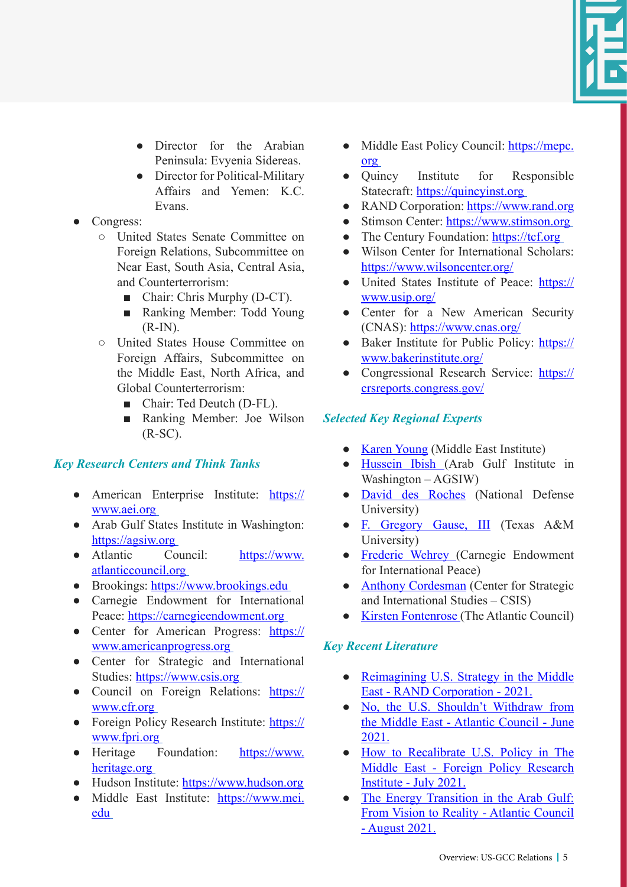- Director for the Arabian Peninsula: Evyenia Sidereas.
- Director for Political-Military Affairs and Yemen: K.C. Evans.

- Congress:
  - United States Senate Committee on Foreign Relations, Subcommittee on Near East, South Asia, Central Asia, and Counterterrorism:
    - Chair: Chris Murphy (D-CT).
    - Ranking Member: Todd Young (R-IN).
  - United States House Committee on Foreign Affairs, Subcommittee on the Middle East, North Africa, and Global Counterterrorism:
    - Chair: Ted Deutch (D-FL).
    - Ranking Member: Joe Wilson (R-SC).

### *Key Research Centers and Think Tanks*

- American Enterprise Institute: https://www.aei.org
- Arab Gulf States Institute in Washington: https://agsiw.org
- Atlantic Council: https://www.atlanticcouncil.org
- Brookings: https://www.brookings.edu
- Carnegie Endowment for International Peace: https://carnegieendowment.org
- Center for American Progress: https://www.americanprogress.org
- Center for Strategic and International Studies: https://www.csis.org
- Council on Foreign Relations: https://www.cfr.org
- Foreign Policy Research Institute: https://www.fpri.org
- Heritage Foundation: https://www.heritage.org
- Hudson Institute: https://www.hudson.org
- Middle East Institute: https://www.mei.edu
- Middle East Policy Council: https://mepc.org
- Quincy Institute for Responsible Statecraft: https://quincyinst.org
- RAND Corporation: https://www.rand.org
- Stimson Center: https://www.stimson.org
- The Century Foundation: https://tcf.org
- Wilson Center for International Scholars: https://www.wilsoncenter.org/
- United States Institute of Peace: https://www.usip.org/
- Center for a New American Security (CNAS): https://www.cnas.org/
- Baker Institute for Public Policy: https://www.bakerinstitute.org/
- Congressional Research Service: https://crsreports.congress.gov/

### *Selected Key Regional Experts*

- Karen Young (Middle East Institute)
- Hussein Ibish (Arab Gulf Institute in Washington – AGSIW)
- David des Roches (National Defense University)
- F. Gregory Gause, III (Texas A&M University)
- Frederic Wehrey (Carnegie Endowment for International Peace)
- Anthony Cordesman (Center for Strategic and International Studies – CSIS)
- Kirsten Fontenrose (The Atlantic Council)

### *Key Recent Literature*

- Reimagining U.S. Strategy in the Middle East - RAND Corporation - 2021.
- No, the U.S. Shouldn't Withdraw from the Middle East - Atlantic Council - June 2021.
- How to Recalibrate U.S. Policy in The Middle East - Foreign Policy Research Institute - July 2021.
- The Energy Transition in the Arab Gulf: From Vision to Reality - Atlantic Council - August 2021.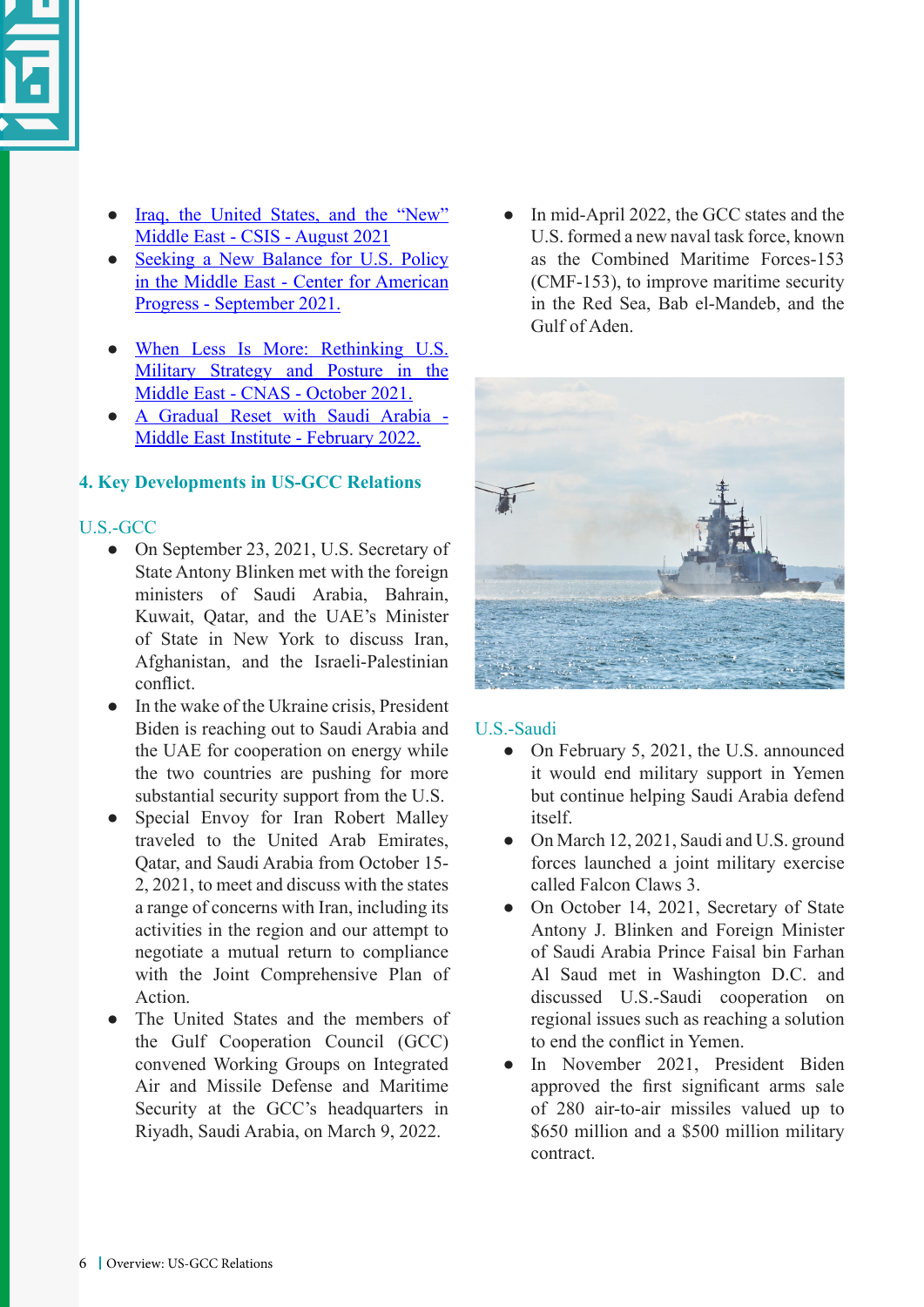- [Iraq, the United States, and the "New" Middle East - CSIS - August 2021]()
- [Seeking a New Balance for U.S. Policy in the Middle East - Center for American Progress - September 2021.]()
- [When Less Is More: Rethinking U.S. Military Strategy and Posture in the Middle East - CNAS - October 2021.]()
- [A Gradual Reset with Saudi Arabia - Middle East Institute - February 2022.]()

## 4. Key Developments in US-GCC Relations

### U.S.-GCC

- On September 23, 2021, U.S. Secretary of State Antony Blinken met with the foreign ministers of Saudi Arabia, Bahrain, Kuwait, Qatar, and the UAE's Minister of State in New York to discuss Iran, Afghanistan, and the Israeli-Palestinian conflict.
- In the wake of the Ukraine crisis, President Biden is reaching out to Saudi Arabia and the UAE for cooperation on energy while the two countries are pushing for more substantial security support from the U.S.
- Special Envoy for Iran Robert Malley traveled to the United Arab Emirates, Qatar, and Saudi Arabia from October 15-2, 2021, to meet and discuss with the states a range of concerns with Iran, including its activities in the region and our attempt to negotiate a mutual return to compliance with the Joint Comprehensive Plan of Action.
- The United States and the members of the Gulf Cooperation Council (GCC) convened Working Groups on Integrated Air and Missile Defense and Maritime Security at the GCC's headquarters in Riyadh, Saudi Arabia, on March 9, 2022.
- In mid-April 2022, the GCC states and the U.S. formed a new naval task force, known as the Combined Maritime Forces-153 (CMF-153), to improve maritime security in the Red Sea, Bab el-Mandeb, and the Gulf of Aden.

### U.S.-Saudi

- On February 5, 2021, the U.S. announced it would end military support in Yemen but continue helping Saudi Arabia defend itself.
- On March 12, 2021, Saudi and U.S. ground forces launched a joint military exercise called Falcon Claws 3.
- On October 14, 2021, Secretary of State Antony J. Blinken and Foreign Minister of Saudi Arabia Prince Faisal bin Farhan Al Saud met in Washington D.C. and discussed U.S.-Saudi cooperation on regional issues such as reaching a solution to end the conflict in Yemen.
- In November 2021, President Biden approved the first significant arms sale of 280 air-to-air missiles valued up to $650 million and a $500 million military contract.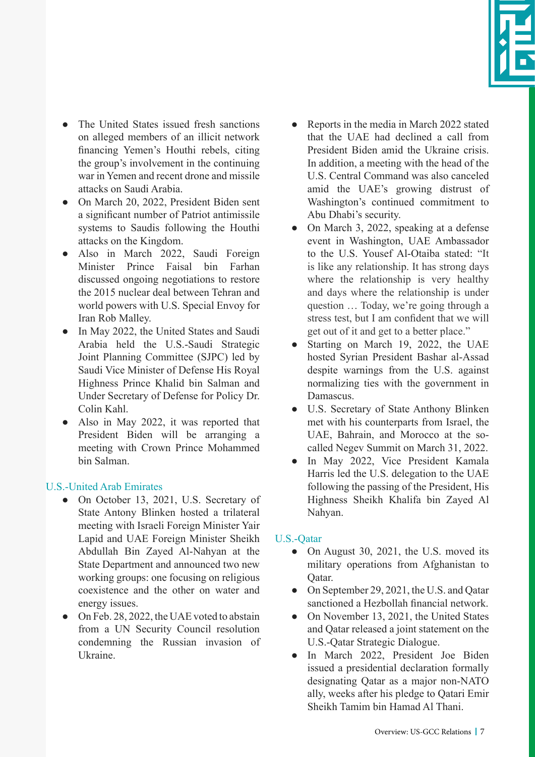- The United States issued fresh sanctions on alleged members of an illicit network financing Yemen's Houthi rebels, citing the group's involvement in the continuing war in Yemen and recent drone and missile attacks on Saudi Arabia.
- On March 20, 2022, President Biden sent a significant number of Patriot antimissile systems to Saudis following the Houthi attacks on the Kingdom.
- Also in March 2022, Saudi Foreign Minister Prince Faisal bin Farhan discussed ongoing negotiations to restore the 2015 nuclear deal between Tehran and world powers with U.S. Special Envoy for Iran Rob Malley.
- In May 2022, the United States and Saudi Arabia held the U.S.-Saudi Strategic Joint Planning Committee (SJPC) led by Saudi Vice Minister of Defense His Royal Highness Prince Khalid bin Salman and Under Secretary of Defense for Policy Dr. Colin Kahl.
- Also in May 2022, it was reported that President Biden will be arranging a meeting with Crown Prince Mohammed bin Salman.

### U.S.-United Arab Emirates

- On October 13, 2021, U.S. Secretary of State Antony Blinken hosted a trilateral meeting with Israeli Foreign Minister Yair Lapid and UAE Foreign Minister Sheikh Abdullah Bin Zayed Al-Nahyan at the State Department and announced two new working groups: one focusing on religious coexistence and the other on water and energy issues.
- On Feb. 28, 2022, the UAE voted to abstain from a UN Security Council resolution condemning the Russian invasion of Ukraine.
- Reports in the media in March 2022 stated that the UAE had declined a call from President Biden amid the Ukraine crisis. In addition, a meeting with the head of the U.S. Central Command was also canceled amid the UAE's growing distrust of Washington's continued commitment to Abu Dhabi's security.
- On March 3, 2022, speaking at a defense event in Washington, UAE Ambassador to the U.S. Yousef Al-Otaiba stated: "It is like any relationship. It has strong days where the relationship is very healthy and days where the relationship is under question … Today, we're going through a stress test, but I am confident that we will get out of it and get to a better place."
- Starting on March 19, 2022, the UAE hosted Syrian President Bashar al-Assad despite warnings from the U.S. against normalizing ties with the government in Damascus.
- U.S. Secretary of State Anthony Blinken met with his counterparts from Israel, the UAE, Bahrain, and Morocco at the so-called Negev Summit on March 31, 2022.
- In May 2022, Vice President Kamala Harris led the U.S. delegation to the UAE following the passing of the President, His Highness Sheikh Khalifa bin Zayed Al Nahyan.

### U.S.-Qatar

- On August 30, 2021, the U.S. moved its military operations from Afghanistan to Qatar.
- On September 29, 2021, the U.S. and Qatar sanctioned a Hezbollah financial network.
- On November 13, 2021, the United States and Qatar released a joint statement on the U.S.-Qatar Strategic Dialogue.
- In March 2022, President Joe Biden issued a presidential declaration formally designating Qatar as a major non-NATO ally, weeks after his pledge to Qatari Emir Sheikh Tamim bin Hamad Al Thani.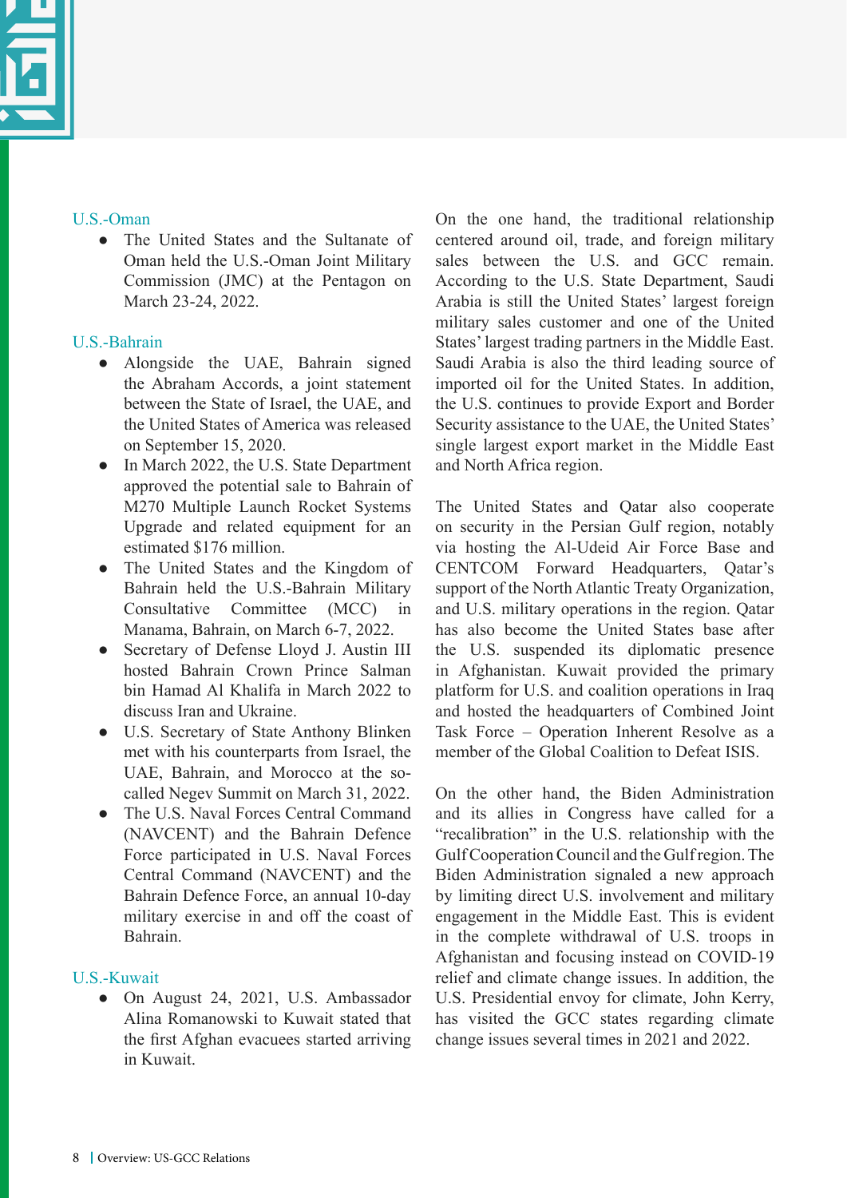### U.S.-Oman

- The United States and the Sultanate of Oman held the U.S.-Oman Joint Military Commission (JMC) at the Pentagon on March 23-24, 2022.

### U.S.-Bahrain

- Alongside the UAE, Bahrain signed the Abraham Accords, a joint statement between the State of Israel, the UAE, and the United States of America was released on September 15, 2020.
- In March 2022, the U.S. State Department approved the potential sale to Bahrain of M270 Multiple Launch Rocket Systems Upgrade and related equipment for an estimated $176 million.
- The United States and the Kingdom of Bahrain held the U.S.-Bahrain Military Consultative Committee (MCC) in Manama, Bahrain, on March 6-7, 2022.
- Secretary of Defense Lloyd J. Austin III hosted Bahrain Crown Prince Salman bin Hamad Al Khalifa in March 2022 to discuss Iran and Ukraine.
- U.S. Secretary of State Anthony Blinken met with his counterparts from Israel, the UAE, Bahrain, and Morocco at the so-called Negev Summit on March 31, 2022.
- The U.S. Naval Forces Central Command (NAVCENT) and the Bahrain Defence Force participated in U.S. Naval Forces Central Command (NAVCENT) and the Bahrain Defence Force, an annual 10-day military exercise in and off the coast of Bahrain.

### U.S.-Kuwait

- On August 24, 2021, U.S. Ambassador Alina Romanowski to Kuwait stated that the first Afghan evacuees started arriving in Kuwait.

On the one hand, the traditional relationship centered around oil, trade, and foreign military sales between the U.S. and GCC remain. According to the U.S. State Department, Saudi Arabia is still the United States' largest foreign military sales customer and one of the United States' largest trading partners in the Middle East. Saudi Arabia is also the third leading source of imported oil for the United States. In addition, the U.S. continues to provide Export and Border Security assistance to the UAE, the United States' single largest export market in the Middle East and North Africa region.

The United States and Qatar also cooperate on security in the Persian Gulf region, notably via hosting the Al-Udeid Air Force Base and CENTCOM Forward Headquarters, Qatar's support of the North Atlantic Treaty Organization, and U.S. military operations in the region. Qatar has also become the United States base after the U.S. suspended its diplomatic presence in Afghanistan. Kuwait provided the primary platform for U.S. and coalition operations in Iraq and hosted the headquarters of Combined Joint Task Force – Operation Inherent Resolve as a member of the Global Coalition to Defeat ISIS.

On the other hand, the Biden Administration and its allies in Congress have called for a "recalibration" in the U.S. relationship with the Gulf Cooperation Council and the Gulf region. The Biden Administration signaled a new approach by limiting direct U.S. involvement and military engagement in the Middle East. This is evident in the complete withdrawal of U.S. troops in Afghanistan and focusing instead on COVID-19 relief and climate change issues. In addition, the U.S. Presidential envoy for climate, John Kerry, has visited the GCC states regarding climate change issues several times in 2021 and 2022.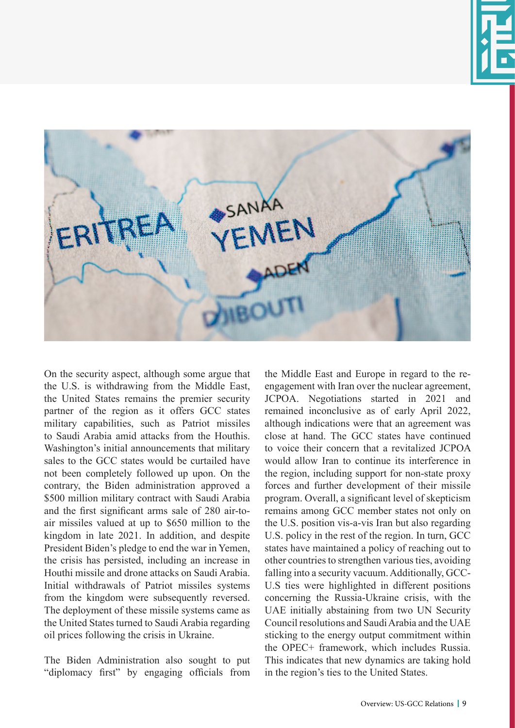On the security aspect, although some argue that the U.S. is withdrawing from the Middle East, the United States remains the premier security partner of the region as it offers GCC states military capabilities, such as Patriot missiles to Saudi Arabia amid attacks from the Houthis. Washington's initial announcements that military sales to the GCC states would be curtailed have not been completely followed up upon. On the contrary, the Biden administration approved a $500 million military contract with Saudi Arabia and the first significant arms sale of 280 air-to-air missiles valued at up to $650 million to the kingdom in late 2021. In addition, and despite President Biden's pledge to end the war in Yemen, the crisis has persisted, including an increase in Houthi missile and drone attacks on Saudi Arabia. Initial withdrawals of Patriot missiles systems from the kingdom were subsequently reversed. The deployment of these missile systems came as the United States turned to Saudi Arabia regarding oil prices following the crisis in Ukraine.

The Biden Administration also sought to put "diplomacy first" by engaging officials from the Middle East and Europe in regard to the re-engagement with Iran over the nuclear agreement, JCPOA. Negotiations started in 2021 and remained inconclusive as of early April 2022, although indications were that an agreement was close at hand. The GCC states have continued to voice their concern that a revitalized JCPOA would allow Iran to continue its interference in the region, including support for non-state proxy forces and further development of their missile program. Overall, a significant level of skepticism remains among GCC member states not only on the U.S. position vis-a-vis Iran but also regarding U.S. policy in the rest of the region. In turn, GCC states have maintained a policy of reaching out to other countries to strengthen various ties, avoiding falling into a security vacuum. Additionally, GCC-U.S ties were highlighted in different positions concerning the Russia-Ukraine crisis, with the UAE initially abstaining from two UN Security Council resolutions and Saudi Arabia and the UAE sticking to the energy output commitment within the OPEC+ framework, which includes Russia. This indicates that new dynamics are taking hold in the region's ties to the United States.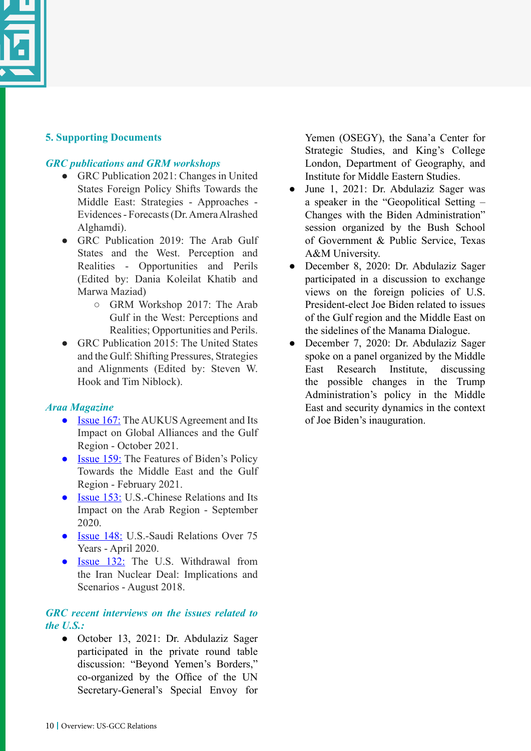## 5. Supporting Documents

### *GRC publications and GRM workshops*

- GRC Publication 2021: Changes in United States Foreign Policy Shifts Towards the Middle East: Strategies - Approaches - Evidences - Forecasts (Dr. Amera Alrashed Alghamdi).
- GRC Publication 2019: The Arab Gulf States and the West. Perception and Realities - Opportunities and Perils (Edited by: Dania Koleilat Khatib and Marwa Maziad)
  - GRM Workshop 2017: The Arab Gulf in the West: Perceptions and Realities; Opportunities and Perils.
- GRC Publication 2015: The United States and the Gulf: Shifting Pressures, Strategies and Alignments (Edited by: Steven W. Hook and Tim Niblock).

### *Araa Magazine*

- Issue 167: The AUKUS Agreement and Its Impact on Global Alliances and the Gulf Region - October 2021.
- Issue 159: The Features of Biden's Policy Towards the Middle East and the Gulf Region - February 2021.
- Issue 153: U.S.-Chinese Relations and Its Impact on the Arab Region - September 2020.
- Issue 148: U.S.-Saudi Relations Over 75 Years - April 2020.
- Issue 132: The U.S. Withdrawal from the Iran Nuclear Deal: Implications and Scenarios - August 2018.

### *GRC recent interviews on the issues related to the U.S.:*

- October 13, 2021: Dr. Abdulaziz Sager participated in the private round table discussion: "Beyond Yemen's Borders," co-organized by the Office of the UN Secretary-General's Special Envoy for Yemen (OSEGY), the Sana'a Center for Strategic Studies, and King's College London, Department of Geography, and Institute for Middle Eastern Studies.
- June 1, 2021: Dr. Abdulaziz Sager was a speaker in the "Geopolitical Setting – Changes with the Biden Administration" session organized by the Bush School of Government & Public Service, Texas A&M University.
- December 8, 2020: Dr. Abdulaziz Sager participated in a discussion to exchange views on the foreign policies of U.S. President-elect Joe Biden related to issues of the Gulf region and the Middle East on the sidelines of the Manama Dialogue.
- December 7, 2020: Dr. Abdulaziz Sager spoke on a panel organized by the Middle East Research Institute, discussing the possible changes in the Trump Administration's policy in the Middle East and security dynamics in the context of Joe Biden's inauguration.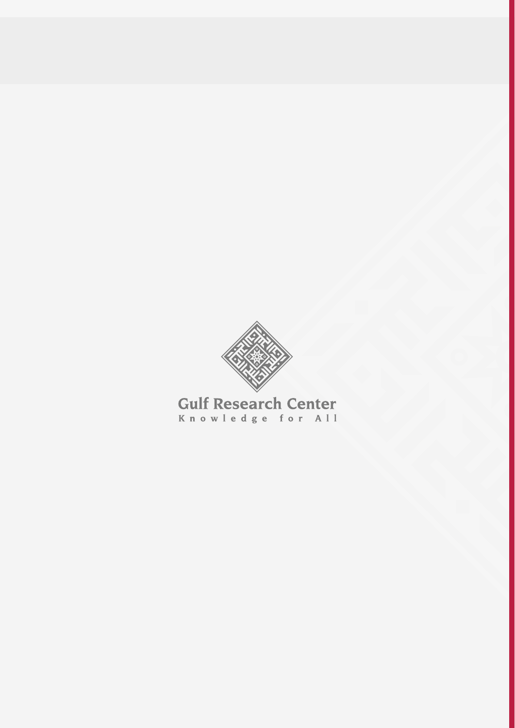Gulf Research Center

Knowledge for All